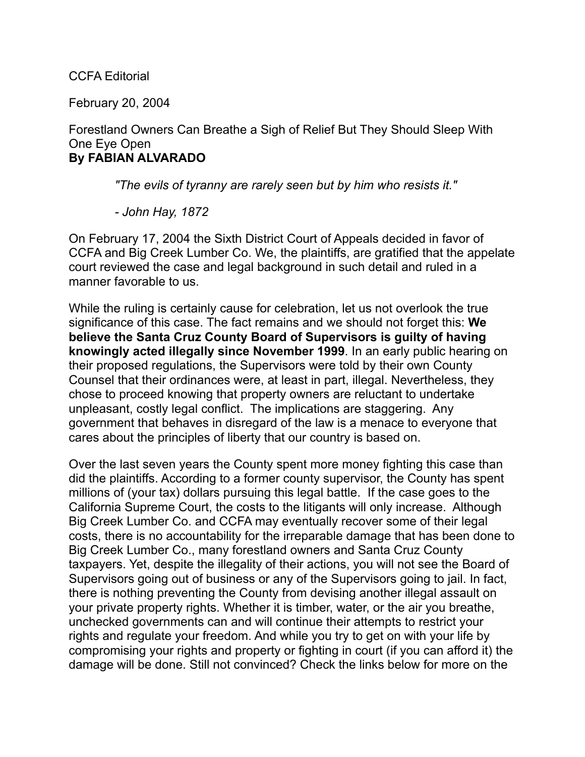CCFA Editorial

February 20, 2004

Forestland Owners Can Breathe a Sigh of Relief But They Should Sleep With One Eye Open
**By FABIAN ALVARADO**

> *"The evils of tyranny are rarely seen but by him who resists it."*
>
> *- John Hay, 1872*

On February 17, 2004 the Sixth District Court of Appeals decided in favor of CCFA and Big Creek Lumber Co. We, the plaintiffs, are gratified that the appelate court reviewed the case and legal background in such detail and ruled in a manner favorable to us.

While the ruling is certainly cause for celebration, let us not overlook the true significance of this case. The fact remains and we should not forget this: **We believe the Santa Cruz County Board of Supervisors is guilty of having knowingly acted illegally since November 1999**. In an early public hearing on their proposed regulations, the Supervisors were told by their own County Counsel that their ordinances were, at least in part, illegal. Nevertheless, they chose to proceed knowing that property owners are reluctant to undertake unpleasant, costly legal conflict. The implications are staggering. Any government that behaves in disregard of the law is a menace to everyone that cares about the principles of liberty that our country is based on.

Over the last seven years the County spent more money fighting this case than did the plaintiffs. According to a former county supervisor, the County has spent millions of (your tax) dollars pursuing this legal battle. If the case goes to the California Supreme Court, the costs to the litigants will only increase. Although Big Creek Lumber Co. and CCFA may eventually recover some of their legal costs, there is no accountability for the irreparable damage that has been done to Big Creek Lumber Co., many forestland owners and Santa Cruz County taxpayers. Yet, despite the illegality of their actions, you will not see the Board of Supervisors going out of business or any of the Supervisors going to jail. In fact, there is nothing preventing the County from devising another illegal assault on your private property rights. Whether it is timber, water, or the air you breathe, unchecked governments can and will continue their attempts to restrict your rights and regulate your freedom. And while you try to get on with your life by compromising your rights and property or fighting in court (if you can afford it) the damage will be done. Still not convinced? Check the links below for more on the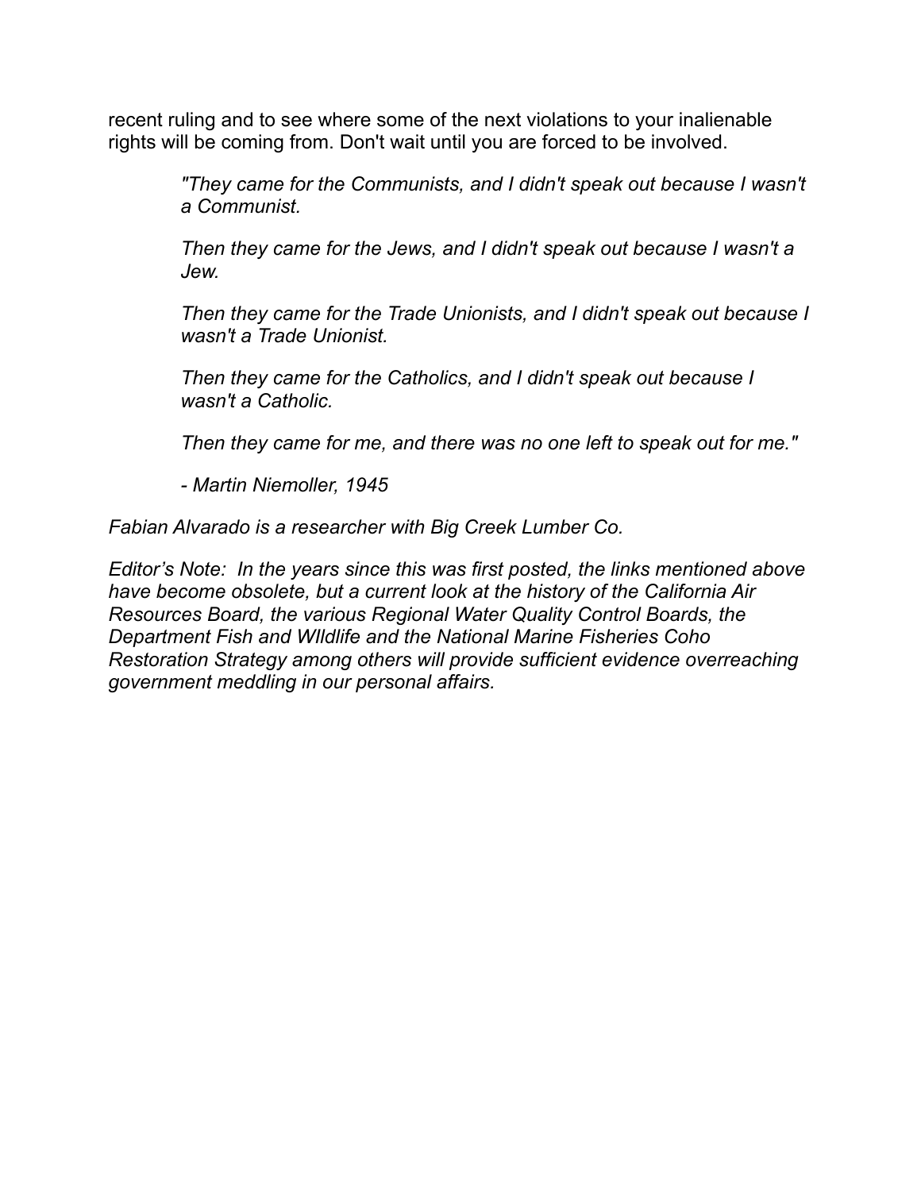recent ruling and to see where some of the next violations to your inalienable rights will be coming from. Don't wait until you are forced to be involved.

> *"They came for the Communists, and I didn't speak out because I wasn't a Communist.*
>
> *Then they came for the Jews, and I didn't speak out because I wasn't a Jew.*
>
> *Then they came for the Trade Unionists, and I didn't speak out because I wasn't a Trade Unionist.*
>
> *Then they came for the Catholics, and I didn't speak out because I wasn't a Catholic.*
>
> *Then they came for me, and there was no one left to speak out for me."*
>
> *- Martin Niemoller, 1945*

*Fabian Alvarado is a researcher with Big Creek Lumber Co.*

*Editor's Note: In the years since this was first posted, the links mentioned above have become obsolete, but a current look at the history of the California Air Resources Board, the various Regional Water Quality Control Boards, the Department Fish and WIldlife and the National Marine Fisheries Coho Restoration Strategy among others will provide sufficient evidence overreaching government meddling in our personal affairs.*